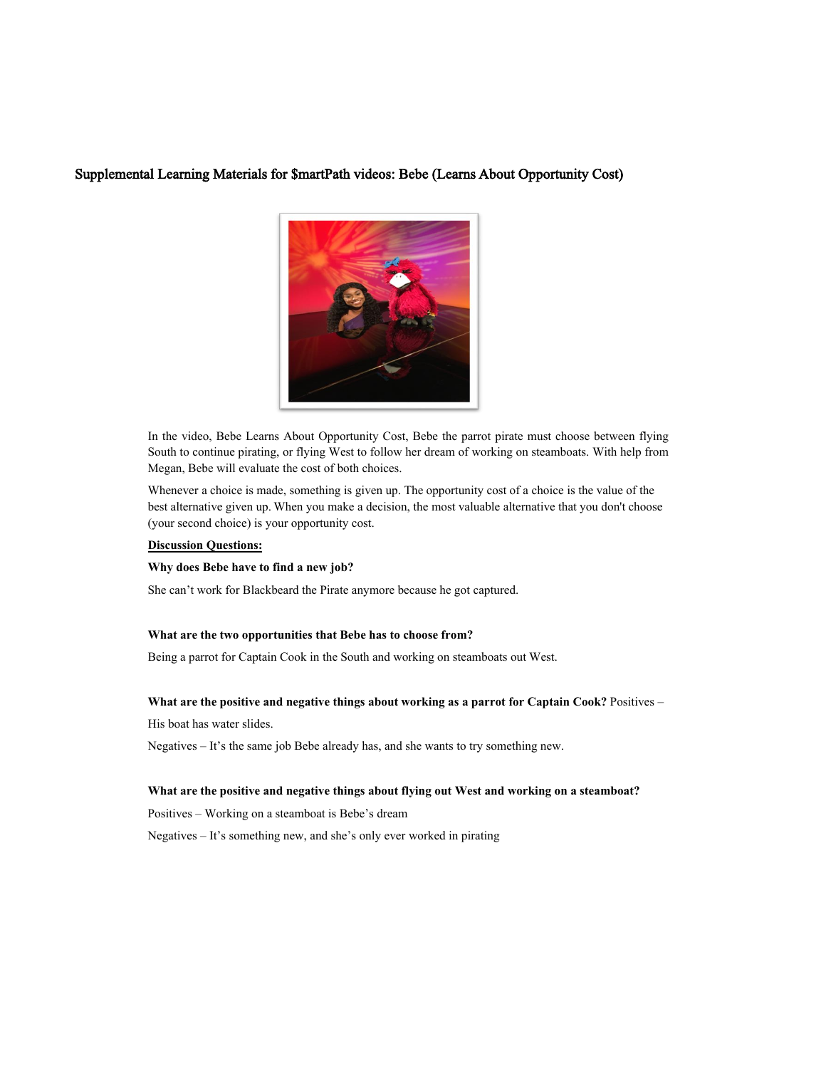# Supplemental Learning Materials for $martPath videos: Bebe (Learns About Opportunity Cost)

In the video, Bebe Learns About Opportunity Cost, Bebe the parrot pirate must choose between flying South to continue pirating, or flying West to follow her dream of working on steamboats. With help from Megan, Bebe will evaluate the cost of both choices.

Whenever a choice is made, something is given up. The opportunity cost of a choice is the value of the best alternative given up. When you make a decision, the most valuable alternative that you don't choose (your second choice) is your opportunity cost.

**Discussion Questions:**

**Why does Bebe have to find a new job?**

She can't work for Blackbeard the Pirate anymore because he got captured.

**What are the two opportunities that Bebe has to choose from?**

Being a parrot for Captain Cook in the South and working on steamboats out West.

**What are the positive and negative things about working as a parrot for Captain Cook?** Positives – His boat has water slides.

Negatives – It's the same job Bebe already has, and she wants to try something new.

**What are the positive and negative things about flying out West and working on a steamboat?**

Positives – Working on a steamboat is Bebe's dream

Negatives – It's something new, and she's only ever worked in pirating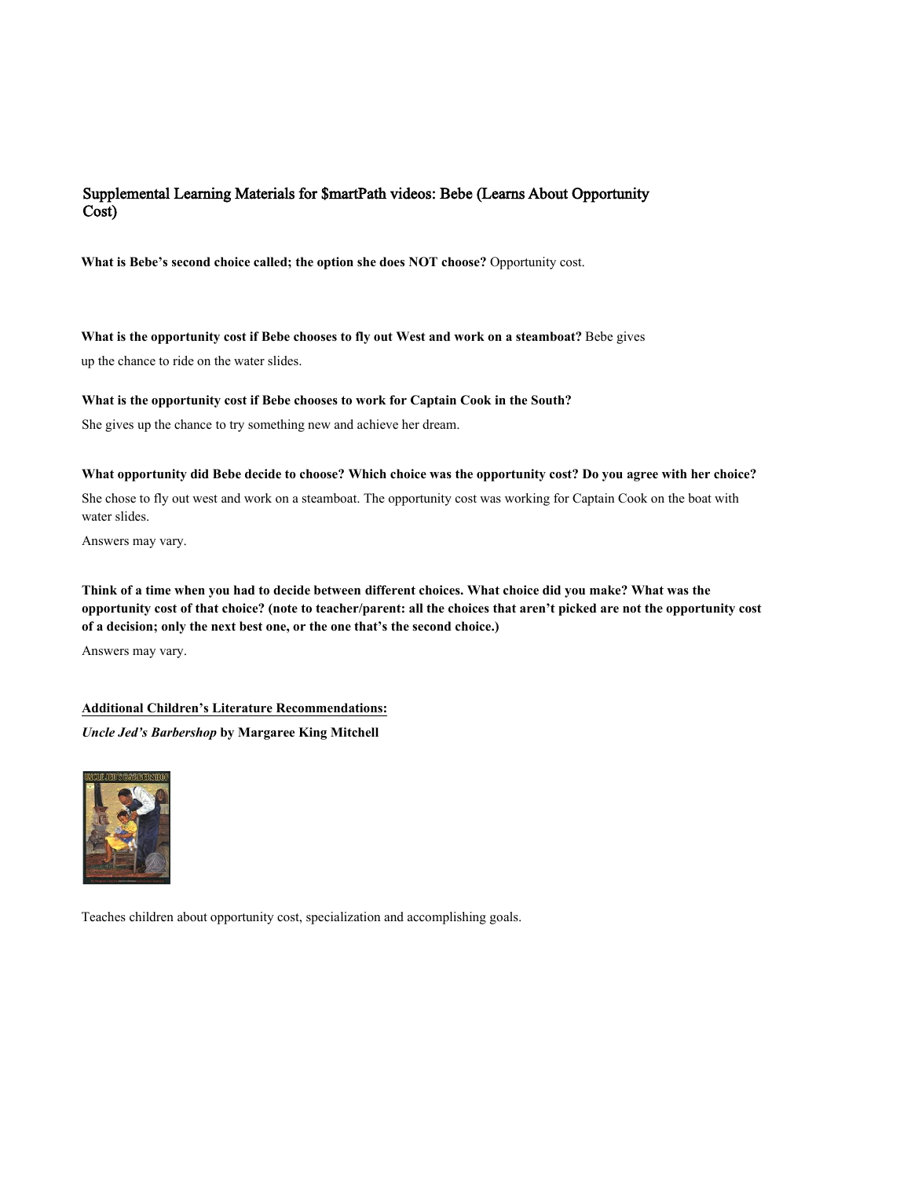## Supplemental Learning Materials for $martPath videos: Bebe (Learns About Opportunity Cost)

**What is Bebe's second choice called; the option she does NOT choose?** Opportunity cost.

**What is the opportunity cost if Bebe chooses to fly out West and work on a steamboat?** Bebe gives up the chance to ride on the water slides.

**What is the opportunity cost if Bebe chooses to work for Captain Cook in the South?**

She gives up the chance to try something new and achieve her dream.

**What opportunity did Bebe decide to choose? Which choice was the opportunity cost? Do you agree with her choice?**

She chose to fly out west and work on a steamboat. The opportunity cost was working for Captain Cook on the boat with water slides.

Answers may vary.

**Think of a time when you had to decide between different choices. What choice did you make? What was the opportunity cost of that choice? (note to teacher/parent: all the choices that aren't picked are not the opportunity cost of a decision; only the next best one, or the one that's the second choice.)**

Answers may vary.

**Additional Children's Literature Recommendations:**

***Uncle Jed's Barbershop*** **by Margaree King Mitchell**

Teaches children about opportunity cost, specialization and accomplishing goals.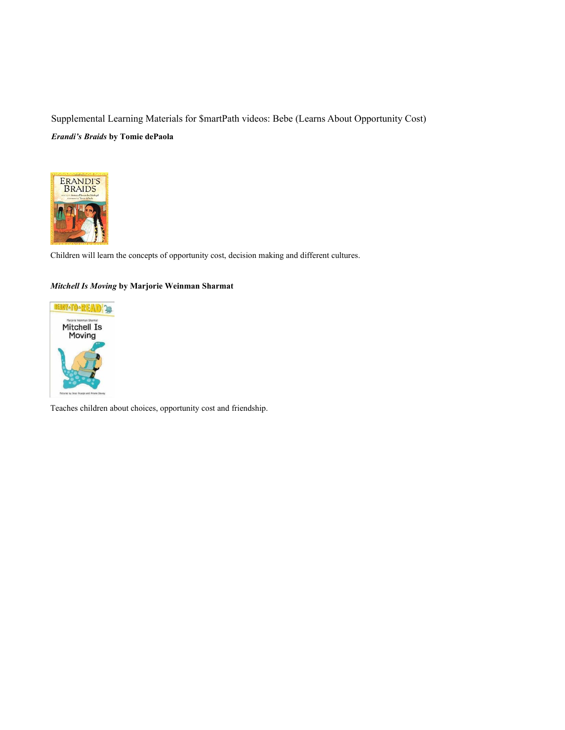Supplemental Learning Materials for $martPath videos: Bebe (Learns About Opportunity Cost)

***Erandi's Braids*** **by Tomie dePaola**

Children will learn the concepts of opportunity cost, decision making and different cultures.

***Mitchell Is Moving*** **by Marjorie Weinman Sharmat**

Teaches children about choices, opportunity cost and friendship.